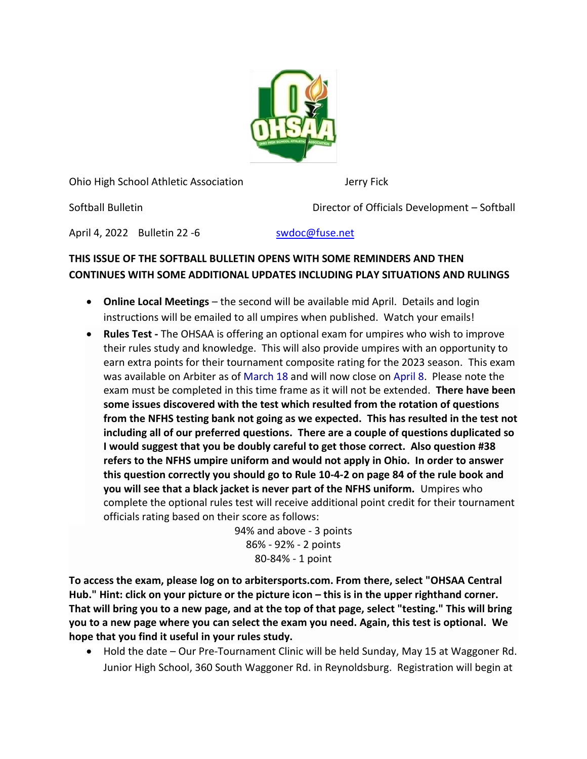Ohio High School Athletic Association

Softball Bulletin

April 4, 2022 Bulletin 22 -6

Jerry Fick

Director of Officials Development – Softball

swdoc@fuse.net

**THIS ISSUE OF THE SOFTBALL BULLETIN OPENS WITH SOME REMINDERS AND THEN CONTINUES WITH SOME ADDITIONAL UPDATES INCLUDING PLAY SITUATIONS AND RULINGS**

- **Online Local Meetings** – the second will be available mid April. Details and login instructions will be emailed to all umpires when published. Watch your emails!
- **Rules Test -** The OHSAA is offering an optional exam for umpires who wish to improve their rules study and knowledge. This will also provide umpires with an opportunity to earn extra points for their tournament composite rating for the 2023 season. This exam was available on Arbiter as of March 18 and will now close on April 8. Please note the exam must be completed in this time frame as it will not be extended. **There have been some issues discovered with the test which resulted from the rotation of questions from the NFHS testing bank not going as we expected. This has resulted in the test not including all of our preferred questions. There are a couple of questions duplicated so I would suggest that you be doubly careful to get those correct. Also question #38 refers to the NFHS umpire uniform and would not apply in Ohio. In order to answer this question correctly you should go to Rule 10-4-2 on page 84 of the rule book and you will see that a black jacket is never part of the NFHS uniform.** Umpires who complete the optional rules test will receive additional point credit for their tournament officials rating based on their score as follows:

  94% and above - 3 points
  86% - 92% - 2 points
  80-84% - 1 point

**To access the exam, please log on to arbitersports.com. From there, select "OHSAA Central Hub." Hint: click on your picture or the picture icon – this is in the upper righthand corner. That will bring you to a new page, and at the top of that page, select "testing." This will bring you to a new page where you can select the exam you need. Again, this test is optional. We hope that you find it useful in your rules study.**

- Hold the date – Our Pre-Tournament Clinic will be held Sunday, May 15 at Waggoner Rd. Junior High School, 360 South Waggoner Rd. in Reynoldsburg. Registration will begin at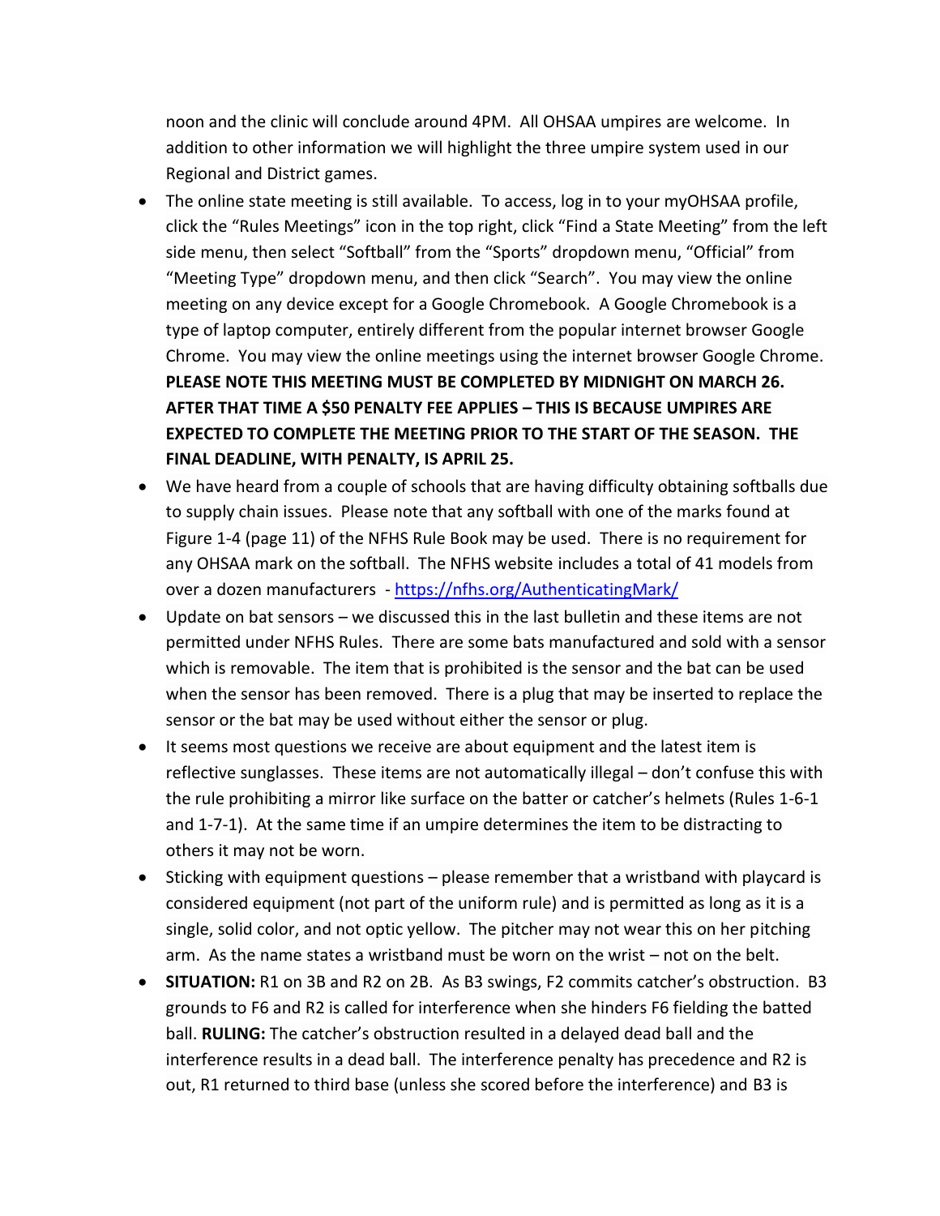noon and the clinic will conclude around 4PM. All OHSAA umpires are welcome. In addition to other information we will highlight the three umpire system used in our Regional and District games.

- The online state meeting is still available. To access, log in to your myOHSAA profile, click the "Rules Meetings" icon in the top right, click "Find a State Meeting" from the left side menu, then select "Softball" from the "Sports" dropdown menu, "Official" from "Meeting Type" dropdown menu, and then click "Search". You may view the online meeting on any device except for a Google Chromebook. A Google Chromebook is a type of laptop computer, entirely different from the popular internet browser Google Chrome. You may view the online meetings using the internet browser Google Chrome. **PLEASE NOTE THIS MEETING MUST BE COMPLETED BY MIDNIGHT ON MARCH 26. AFTER THAT TIME A $50 PENALTY FEE APPLIES – THIS IS BECAUSE UMPIRES ARE EXPECTED TO COMPLETE THE MEETING PRIOR TO THE START OF THE SEASON. THE FINAL DEADLINE, WITH PENALTY, IS APRIL 25.**
- We have heard from a couple of schools that are having difficulty obtaining softballs due to supply chain issues. Please note that any softball with one of the marks found at Figure 1-4 (page 11) of the NFHS Rule Book may be used. There is no requirement for any OHSAA mark on the softball. The NFHS website includes a total of 41 models from over a dozen manufacturers - [https://nfhs.org/AuthenticatingMark/](https://nfhs.org/AuthenticatingMark/)
- Update on bat sensors – we discussed this in the last bulletin and these items are not permitted under NFHS Rules. There are some bats manufactured and sold with a sensor which is removable. The item that is prohibited is the sensor and the bat can be used when the sensor has been removed. There is a plug that may be inserted to replace the sensor or the bat may be used without either the sensor or plug.
- It seems most questions we receive are about equipment and the latest item is reflective sunglasses. These items are not automatically illegal – don't confuse this with the rule prohibiting a mirror like surface on the batter or catcher's helmets (Rules 1-6-1 and 1-7-1). At the same time if an umpire determines the item to be distracting to others it may not be worn.
- Sticking with equipment questions – please remember that a wristband with playcard is considered equipment (not part of the uniform rule) and is permitted as long as it is a single, solid color, and not optic yellow. The pitcher may not wear this on her pitching arm. As the name states a wristband must be worn on the wrist – not on the belt.
- **SITUATION:** R1 on 3B and R2 on 2B. As B3 swings, F2 commits catcher's obstruction. B3 grounds to F6 and R2 is called for interference when she hinders F6 fielding the batted ball. **RULING:** The catcher's obstruction resulted in a delayed dead ball and the interference results in a dead ball. The interference penalty has precedence and R2 is out, R1 returned to third base (unless she scored before the interference) and B3 is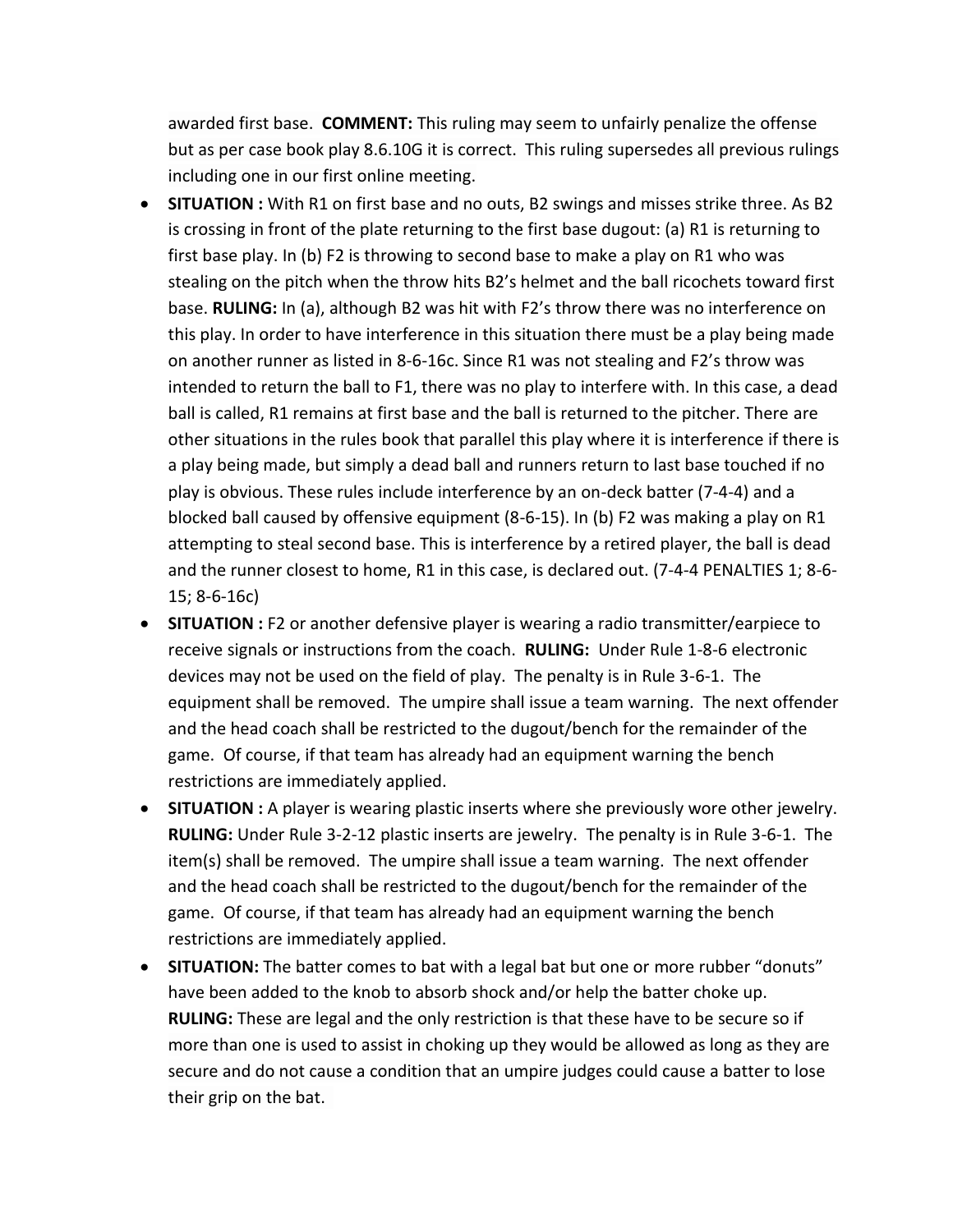awarded first base. **COMMENT:** This ruling may seem to unfairly penalize the offense but as per case book play 8.6.10G it is correct. This ruling supersedes all previous rulings including one in our first online meeting.

- **SITUATION :** With R1 on first base and no outs, B2 swings and misses strike three. As B2 is crossing in front of the plate returning to the first base dugout: (a) R1 is returning to first base play. In (b) F2 is throwing to second base to make a play on R1 who was stealing on the pitch when the throw hits B2's helmet and the ball ricochets toward first base. **RULING:** In (a), although B2 was hit with F2's throw there was no interference on this play. In order to have interference in this situation there must be a play being made on another runner as listed in 8-6-16c. Since R1 was not stealing and F2's throw was intended to return the ball to F1, there was no play to interfere with. In this case, a dead ball is called, R1 remains at first base and the ball is returned to the pitcher. There are other situations in the rules book that parallel this play where it is interference if there is a play being made, but simply a dead ball and runners return to last base touched if no play is obvious. These rules include interference by an on-deck batter (7-4-4) and a blocked ball caused by offensive equipment (8-6-15). In (b) F2 was making a play on R1 attempting to steal second base. This is interference by a retired player, the ball is dead and the runner closest to home, R1 in this case, is declared out. (7-4-4 PENALTIES 1; 8-6-15; 8-6-16c)
- **SITUATION :** F2 or another defensive player is wearing a radio transmitter/earpiece to receive signals or instructions from the coach. **RULING:** Under Rule 1-8-6 electronic devices may not be used on the field of play. The penalty is in Rule 3-6-1. The equipment shall be removed. The umpire shall issue a team warning. The next offender and the head coach shall be restricted to the dugout/bench for the remainder of the game. Of course, if that team has already had an equipment warning the bench restrictions are immediately applied.
- **SITUATION :** A player is wearing plastic inserts where she previously wore other jewelry. **RULING:** Under Rule 3-2-12 plastic inserts are jewelry. The penalty is in Rule 3-6-1. The item(s) shall be removed. The umpire shall issue a team warning. The next offender and the head coach shall be restricted to the dugout/bench for the remainder of the game. Of course, if that team has already had an equipment warning the bench restrictions are immediately applied.
- **SITUATION:** The batter comes to bat with a legal bat but one or more rubber "donuts" have been added to the knob to absorb shock and/or help the batter choke up. **RULING:** These are legal and the only restriction is that these have to be secure so if more than one is used to assist in choking up they would be allowed as long as they are secure and do not cause a condition that an umpire judges could cause a batter to lose their grip on the bat.